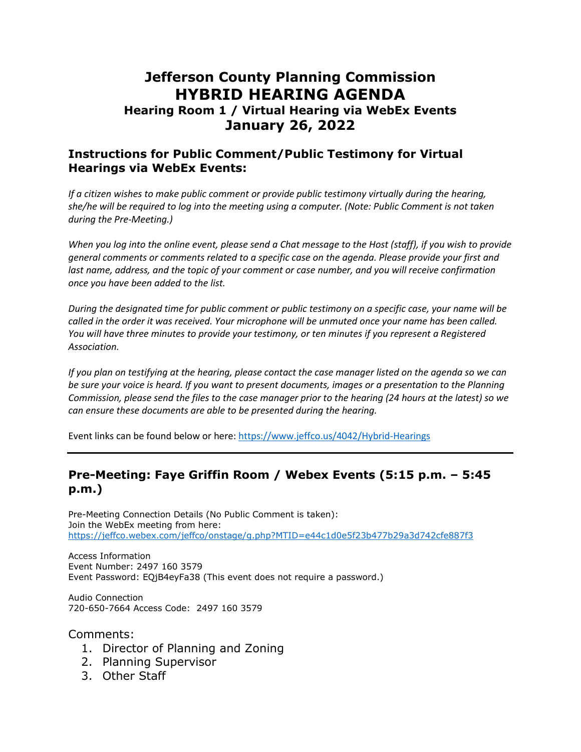# Jefferson County Planning Commission
# HYBRID HEARING AGENDA
### Hearing Room 1 / Virtual Hearing via WebEx Events
## January 26, 2022

## Instructions for Public Comment/Public Testimony for Virtual Hearings via WebEx Events:

*If a citizen wishes to make public comment or provide public testimony virtually during the hearing, she/he will be required to log into the meeting using a computer. (Note: Public Comment is not taken during the Pre-Meeting.)*

*When you log into the online event, please send a Chat message to the Host (staff), if you wish to provide general comments or comments related to a specific case on the agenda. Please provide your first and last name, address, and the topic of your comment or case number, and you will receive confirmation once you have been added to the list.*

*During the designated time for public comment or public testimony on a specific case, your name will be called in the order it was received. Your microphone will be unmuted once your name has been called. You will have three minutes to provide your testimony, or ten minutes if you represent a Registered Association.*

*If you plan on testifying at the hearing, please contact the case manager listed on the agenda so we can be sure your voice is heard. If you want to present documents, images or a presentation to the Planning Commission, please send the files to the case manager prior to the hearing (24 hours at the latest) so we can ensure these documents are able to be presented during the hearing.*

Event links can be found below or here: https://www.jeffco.us/4042/Hybrid-Hearings

---

## Pre-Meeting: Faye Griffin Room / Webex Events (5:15 p.m. – 5:45 p.m.)

Pre-Meeting Connection Details (No Public Comment is taken):
Join the WebEx meeting from here:
https://jeffco.webex.com/jeffco/onstage/g.php?MTID=e44c1d0e5f23b477b29a3d742cfe887f3

Access Information
Event Number: 2497 160 3579
Event Password: EQjB4eyFa38 (This event does not require a password.)

Audio Connection
720-650-7664 Access Code: 2497 160 3579

Comments:
1. Director of Planning and Zoning
2. Planning Supervisor
3. Other Staff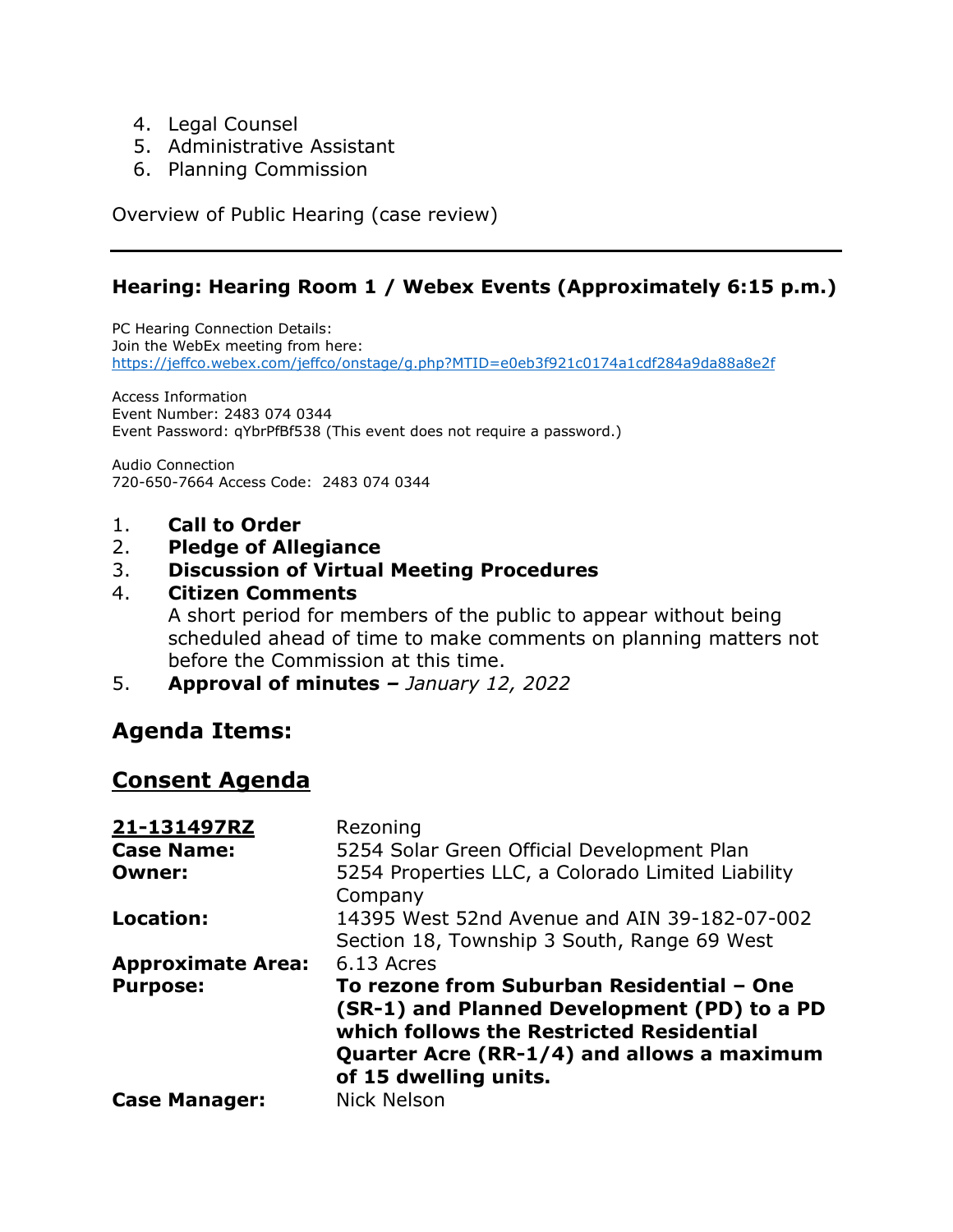4. Legal Counsel
5. Administrative Assistant
6. Planning Commission

Overview of Public Hearing (case review)

---

### Hearing: Hearing Room 1 / Webex Events (Approximately 6:15 p.m.)

PC Hearing Connection Details:
Join the WebEx meeting from here:
https://jeffco.webex.com/jeffco/onstage/g.php?MTID=e0eb3f921c0174a1cdf284a9da88a8e2f

Access Information
Event Number: 2483 074 0344
Event Password: qYbrPfBf538 (This event does not require a password.)

Audio Connection
720-650-7664 Access Code: 2483 074 0344

1. **Call to Order**
2. **Pledge of Allegiance**
3. **Discussion of Virtual Meeting Procedures**
4. **Citizen Comments**
   A short period for members of the public to appear without being scheduled ahead of time to make comments on planning matters not before the Commission at this time.
5. **Approval of minutes –** *January 12, 2022*

## Agenda Items:

## Consent Agenda

| | |
|---|---|
| **21-131497RZ** | Rezoning |
| **Case Name:** | 5254 Solar Green Official Development Plan |
| **Owner:** | 5254 Properties LLC, a Colorado Limited Liability Company |
| **Location:** | 14395 West 52nd Avenue and AIN 39-182-07-002<br>Section 18, Township 3 South, Range 69 West |
| **Approximate Area:** | 6.13 Acres |
| **Purpose:** | **To rezone from Suburban Residential – One (SR-1) and Planned Development (PD) to a PD which follows the Restricted Residential Quarter Acre (RR-1/4) and allows a maximum of 15 dwelling units.** |
| **Case Manager:** | Nick Nelson |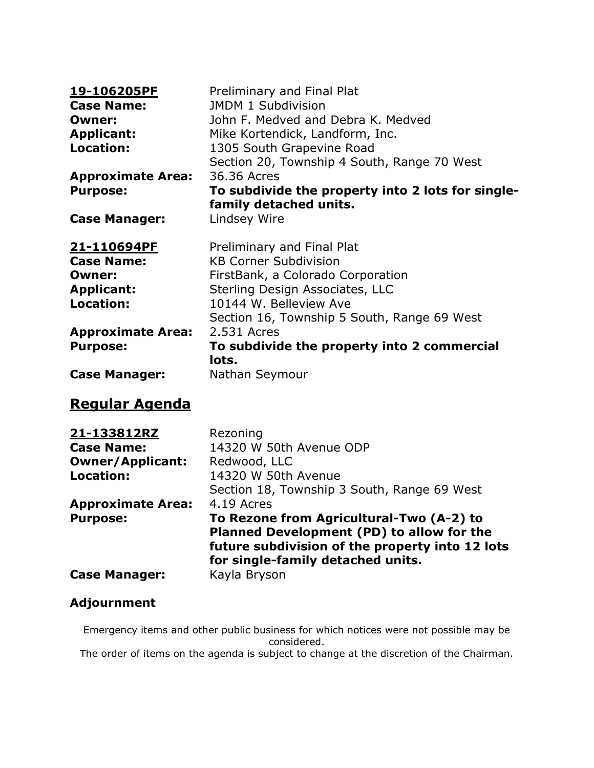**19-106205PF** Preliminary and Final Plat

**Case Name:** JMDM 1 Subdivision

**Owner:** John F. Medved and Debra K. Medved

**Applicant:** Mike Kortendick, Landform, Inc.

**Location:** 1305 South Grapevine Road
Section 20, Township 4 South, Range 70 West

**Approximate Area:** 36.36 Acres

**Purpose:** **To subdivide the property into 2 lots for single-family detached units.**

**Case Manager:** Lindsey Wire

**21-110694PF** Preliminary and Final Plat

**Case Name:** KB Corner Subdivision

**Owner:** FirstBank, a Colorado Corporation

**Applicant:** Sterling Design Associates, LLC

**Location:** 10144 W. Belleview Ave
Section 16, Township 5 South, Range 69 West

**Approximate Area:** 2.531 Acres

**Purpose:** **To subdivide the property into 2 commercial lots.**

**Case Manager:** Nathan Seymour

## Regular Agenda

**21-133812RZ** Rezoning

**Case Name:** 14320 W 50th Avenue ODP

**Owner/Applicant:** Redwood, LLC

**Location:** 14320 W 50th Avenue
Section 18, Township 3 South, Range 69 West

**Approximate Area:** 4.19 Acres

**Purpose:** **To Rezone from Agricultural-Two (A-2) to Planned Development (PD) to allow for the future subdivision of the property into 12 lots for single-family detached units.**

**Case Manager:** Kayla Bryson

### Adjournment

Emergency items and other public business for which notices were not possible may be considered.

The order of items on the agenda is subject to change at the discretion of the Chairman.